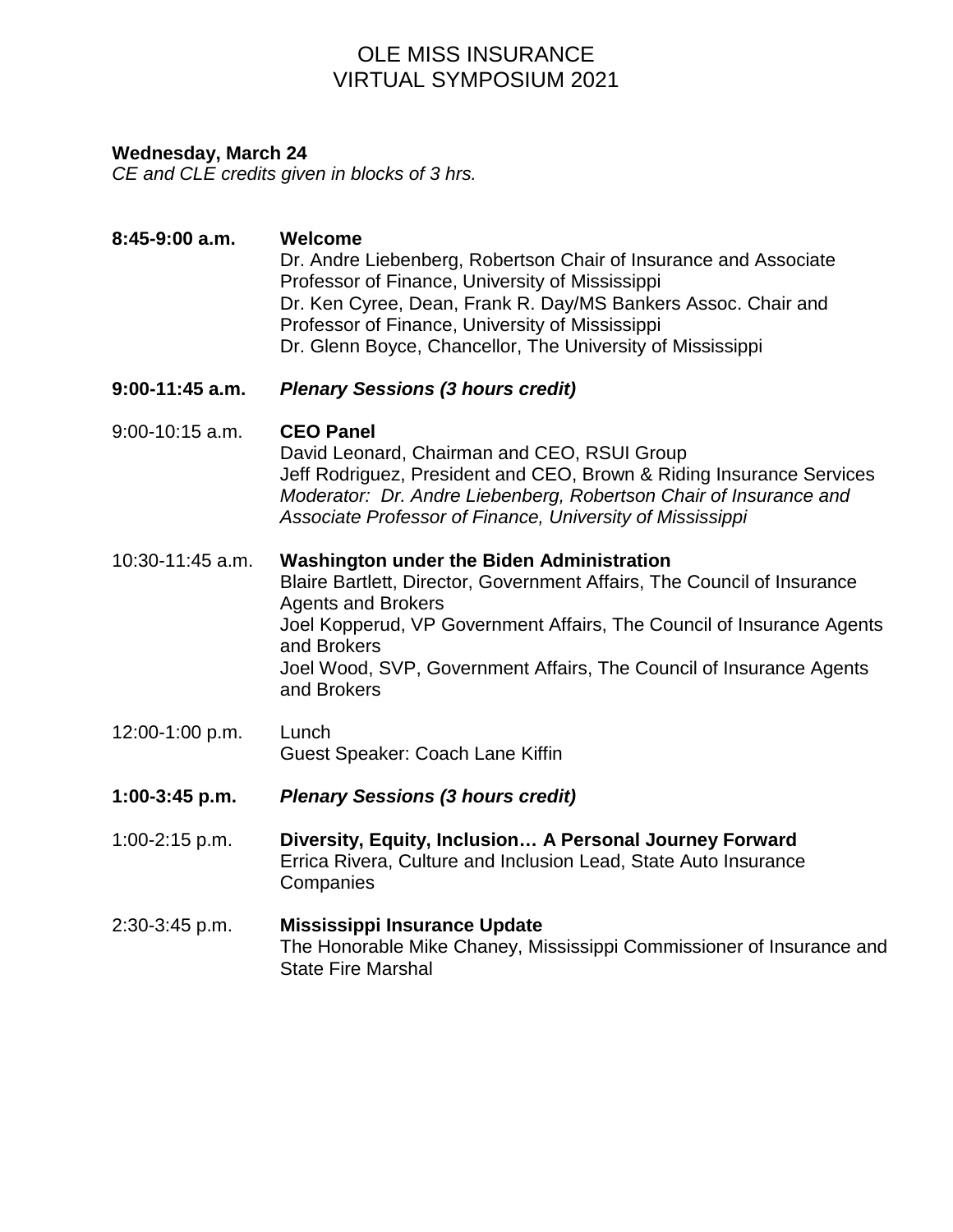# OLE MISS INSURANCE
# VIRTUAL SYMPOSIUM 2021

**Wednesday, March 24**
*CE and CLE credits given in blocks of 3 hrs.*

**8:45-9:00 a.m.** **Welcome**
Dr. Andre Liebenberg, Robertson Chair of Insurance and Associate Professor of Finance, University of Mississippi
Dr. Ken Cyree, Dean, Frank R. Day/MS Bankers Assoc. Chair and Professor of Finance, University of Mississippi
Dr. Glenn Boyce, Chancellor, The University of Mississippi

**9:00-11:45 a.m.** ***Plenary Sessions (3 hours credit)***

9:00-10:15 a.m. **CEO Panel**
David Leonard, Chairman and CEO, RSUI Group
Jeff Rodriguez, President and CEO, Brown & Riding Insurance Services
*Moderator: Dr. Andre Liebenberg, Robertson Chair of Insurance and Associate Professor of Finance, University of Mississippi*

10:30-11:45 a.m. **Washington under the Biden Administration**
Blaire Bartlett, Director, Government Affairs, The Council of Insurance Agents and Brokers
Joel Kopperud, VP Government Affairs, The Council of Insurance Agents and Brokers
Joel Wood, SVP, Government Affairs, The Council of Insurance Agents and Brokers

12:00-1:00 p.m. Lunch
Guest Speaker: Coach Lane Kiffin

**1:00-3:45 p.m.** ***Plenary Sessions (3 hours credit)***

1:00-2:15 p.m. **Diversity, Equity, Inclusion… A Personal Journey Forward**
Errica Rivera, Culture and Inclusion Lead, State Auto Insurance Companies

2:30-3:45 p.m. **Mississippi Insurance Update**
The Honorable Mike Chaney, Mississippi Commissioner of Insurance and State Fire Marshal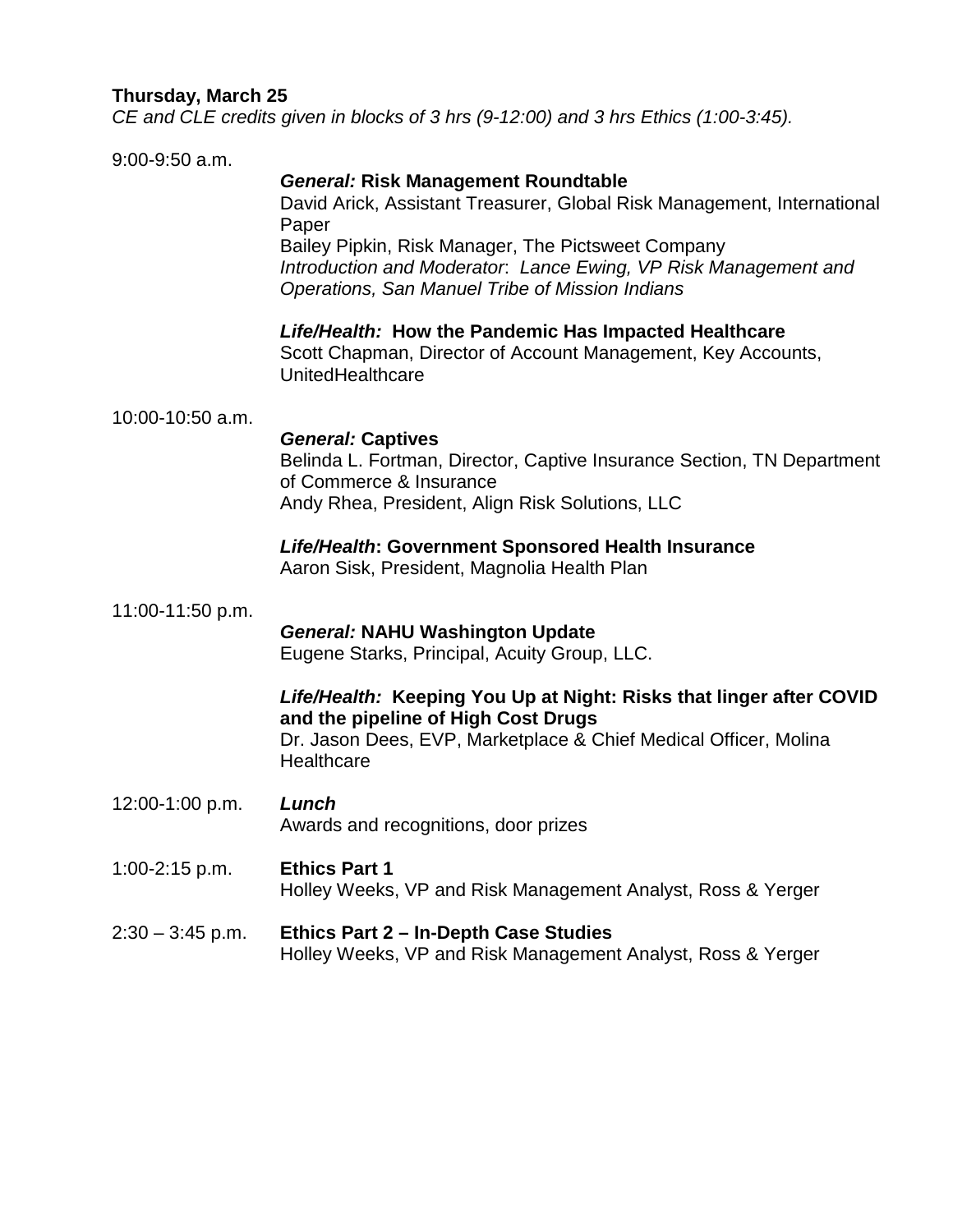**Thursday, March 25**

*CE and CLE credits given in blocks of 3 hrs (9-12:00) and 3 hrs Ethics (1:00-3:45).*

9:00-9:50 a.m.

***General:* Risk Management Roundtable**
David Arick, Assistant Treasurer, Global Risk Management, International Paper
Bailey Pipkin, Risk Manager, The Pictsweet Company
*Introduction and Moderator*: *Lance Ewing, VP Risk Management and Operations, San Manuel Tribe of Mission Indians*

***Life/Health:* How the Pandemic Has Impacted Healthcare**
Scott Chapman, Director of Account Management, Key Accounts, UnitedHealthcare

10:00-10:50 a.m.

***General:* Captives**
Belinda L. Fortman, Director, Captive Insurance Section, TN Department of Commerce & Insurance
Andy Rhea, President, Align Risk Solutions, LLC

***Life/Health*: Government Sponsored Health Insurance**
Aaron Sisk, President, Magnolia Health Plan

11:00-11:50 p.m.

***General:* NAHU Washington Update**
Eugene Starks, Principal, Acuity Group, LLC.

***Life/Health:* Keeping You Up at Night: Risks that linger after COVID and the pipeline of High Cost Drugs**
Dr. Jason Dees, EVP, Marketplace & Chief Medical Officer, Molina Healthcare

12:00-1:00 p.m. ***Lunch***
Awards and recognitions, door prizes

1:00-2:15 p.m. **Ethics Part 1**
Holley Weeks, VP and Risk Management Analyst, Ross & Yerger

2:30 – 3:45 p.m. **Ethics Part 2 – In-Depth Case Studies**
Holley Weeks, VP and Risk Management Analyst, Ross & Yerger